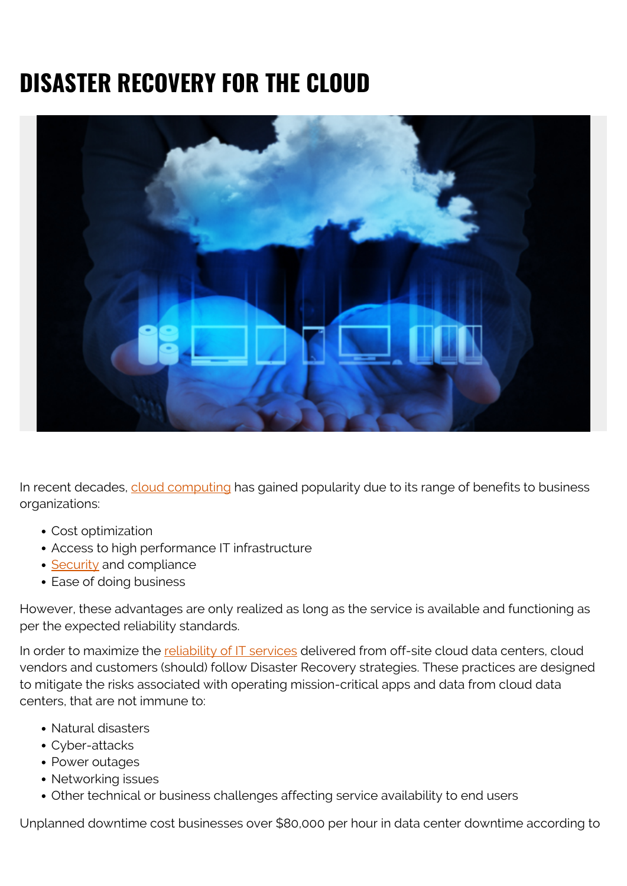# DISASTER RECOVERY FOR THE CLOUD

In recent decades, cloud computing has gained popularity due to its range of benefits to business organizations:

- Cost optimization
- Access to high performance IT infrastructure
- Security and compliance
- Ease of doing business

However, these advantages are only realized as long as the service is available and functioning as per the expected reliability standards.

In order to maximize the reliability of IT services delivered from off-site cloud data centers, cloud vendors and customers (should) follow Disaster Recovery strategies. These practices are designed to mitigate the risks associated with operating mission-critical apps and data from cloud data centers, that are not immune to:

- Natural disasters
- Cyber-attacks
- Power outages
- Networking issues
- Other technical or business challenges affecting service availability to end users

Unplanned downtime cost businesses over $80,000 per hour in data center downtime according to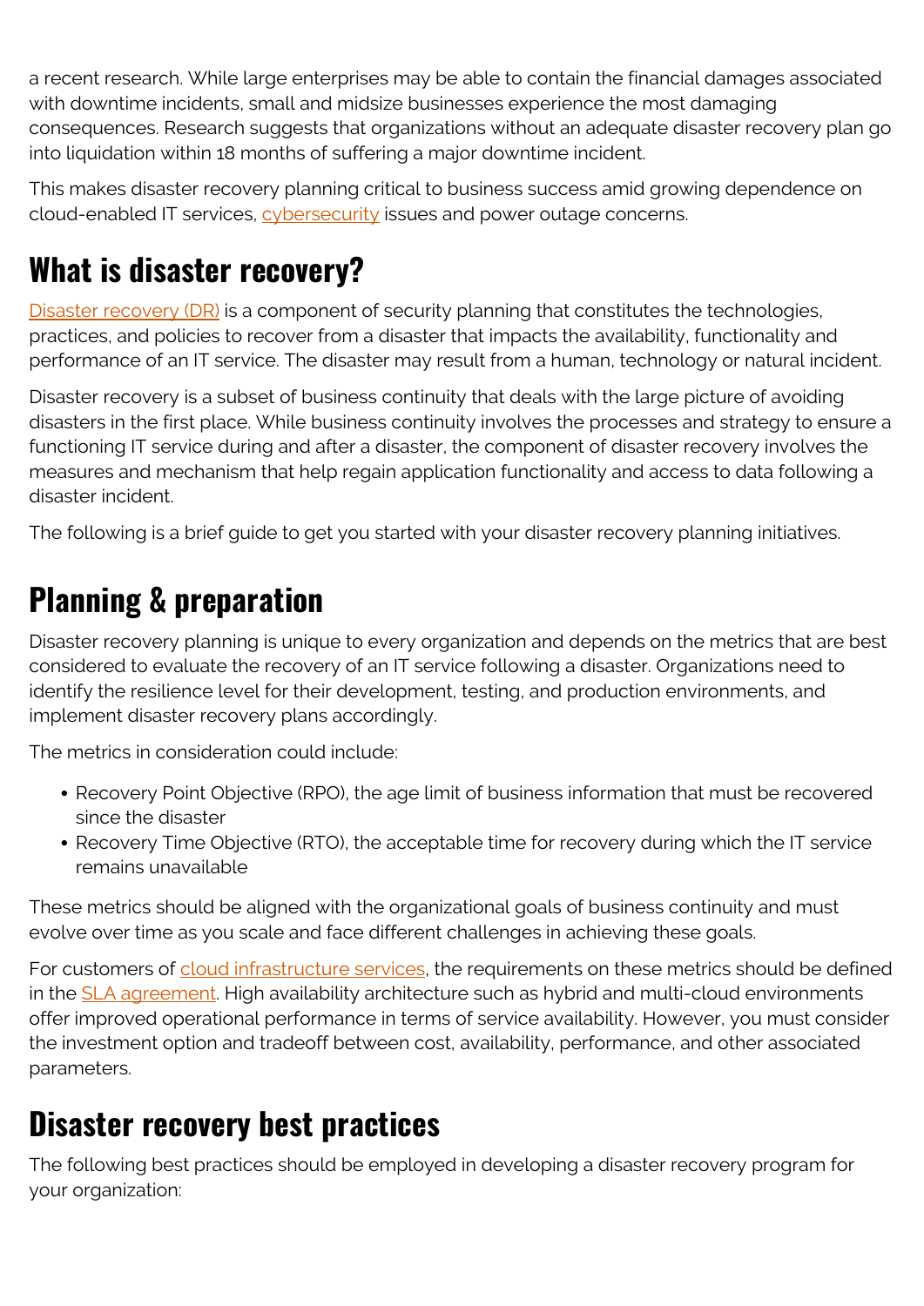a recent research. While large enterprises may be able to contain the financial damages associated with downtime incidents, small and midsize businesses experience the most damaging consequences. Research suggests that organizations without an adequate disaster recovery plan go into liquidation within 18 months of suffering a major downtime incident.

This makes disaster recovery planning critical to business success amid growing dependence on cloud-enabled IT services, cybersecurity issues and power outage concerns.

## What is disaster recovery?

Disaster recovery (DR) is a component of security planning that constitutes the technologies, practices, and policies to recover from a disaster that impacts the availability, functionality and performance of an IT service. The disaster may result from a human, technology or natural incident.

Disaster recovery is a subset of business continuity that deals with the large picture of avoiding disasters in the first place. While business continuity involves the processes and strategy to ensure a functioning IT service during and after a disaster, the component of disaster recovery involves the measures and mechanism that help regain application functionality and access to data following a disaster incident.

The following is a brief guide to get you started with your disaster recovery planning initiatives.

## Planning & preparation

Disaster recovery planning is unique to every organization and depends on the metrics that are best considered to evaluate the recovery of an IT service following a disaster. Organizations need to identify the resilience level for their development, testing, and production environments, and implement disaster recovery plans accordingly.

The metrics in consideration could include:

- Recovery Point Objective (RPO), the age limit of business information that must be recovered since the disaster
- Recovery Time Objective (RTO), the acceptable time for recovery during which the IT service remains unavailable

These metrics should be aligned with the organizational goals of business continuity and must evolve over time as you scale and face different challenges in achieving these goals.

For customers of cloud infrastructure services, the requirements on these metrics should be defined in the SLA agreement. High availability architecture such as hybrid and multi-cloud environments offer improved operational performance in terms of service availability. However, you must consider the investment option and tradeoff between cost, availability, performance, and other associated parameters.

## Disaster recovery best practices

The following best practices should be employed in developing a disaster recovery program for your organization: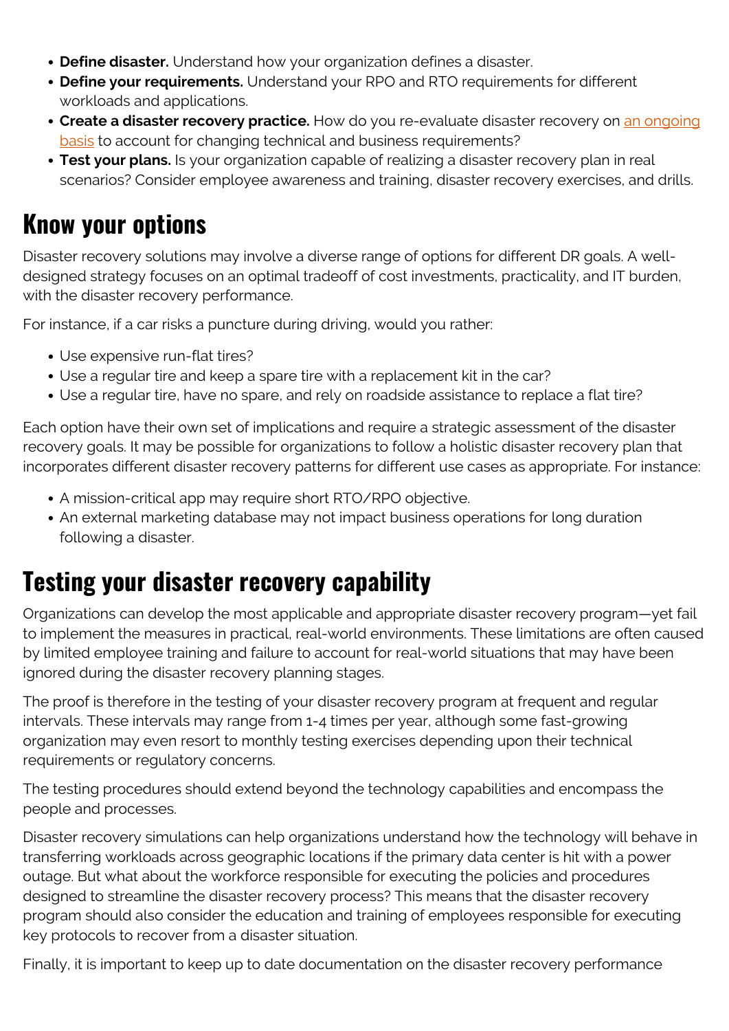- **Define disaster.** Understand how your organization defines a disaster.
- **Define your requirements.** Understand your RPO and RTO requirements for different workloads and applications.
- **Create a disaster recovery practice.** How do you re-evaluate disaster recovery on [an ongoing basis](#) to account for changing technical and business requirements?
- **Test your plans.** Is your organization capable of realizing a disaster recovery plan in real scenarios? Consider employee awareness and training, disaster recovery exercises, and drills.

## Know your options

Disaster recovery solutions may involve a diverse range of options for different DR goals. A well-designed strategy focuses on an optimal tradeoff of cost investments, practicality, and IT burden, with the disaster recovery performance.

For instance, if a car risks a puncture during driving, would you rather:

- Use expensive run-flat tires?
- Use a regular tire and keep a spare tire with a replacement kit in the car?
- Use a regular tire, have no spare, and rely on roadside assistance to replace a flat tire?

Each option have their own set of implications and require a strategic assessment of the disaster recovery goals. It may be possible for organizations to follow a holistic disaster recovery plan that incorporates different disaster recovery patterns for different use cases as appropriate. For instance:

- A mission-critical app may require short RTO/RPO objective.
- An external marketing database may not impact business operations for long duration following a disaster.

## Testing your disaster recovery capability

Organizations can develop the most applicable and appropriate disaster recovery program—yet fail to implement the measures in practical, real-world environments. These limitations are often caused by limited employee training and failure to account for real-world situations that may have been ignored during the disaster recovery planning stages.

The proof is therefore in the testing of your disaster recovery program at frequent and regular intervals. These intervals may range from 1-4 times per year, although some fast-growing organization may even resort to monthly testing exercises depending upon their technical requirements or regulatory concerns.

The testing procedures should extend beyond the technology capabilities and encompass the people and processes.

Disaster recovery simulations can help organizations understand how the technology will behave in transferring workloads across geographic locations if the primary data center is hit with a power outage. But what about the workforce responsible for executing the policies and procedures designed to streamline the disaster recovery process? This means that the disaster recovery program should also consider the education and training of employees responsible for executing key protocols to recover from a disaster situation.

Finally, it is important to keep up to date documentation on the disaster recovery performance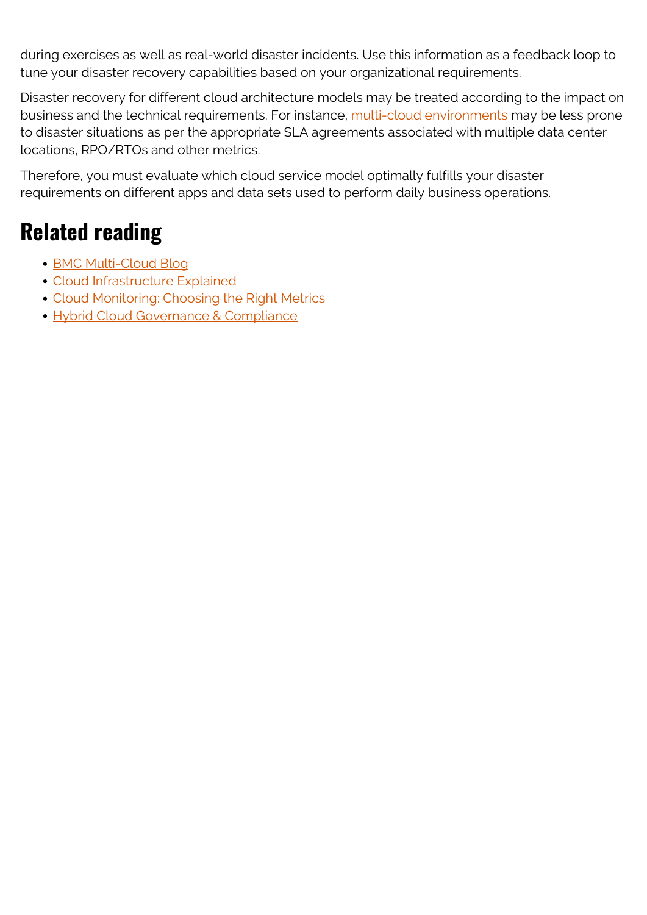during exercises as well as real-world disaster incidents. Use this information as a feedback loop to tune your disaster recovery capabilities based on your organizational requirements.

Disaster recovery for different cloud architecture models may be treated according to the impact on business and the technical requirements. For instance, multi-cloud environments may be less prone to disaster situations as per the appropriate SLA agreements associated with multiple data center locations, RPO/RTOs and other metrics.

Therefore, you must evaluate which cloud service model optimally fulfills your disaster requirements on different apps and data sets used to perform daily business operations.

## Related reading

- BMC Multi-Cloud Blog
- Cloud Infrastructure Explained
- Cloud Monitoring: Choosing the Right Metrics
- Hybrid Cloud Governance & Compliance